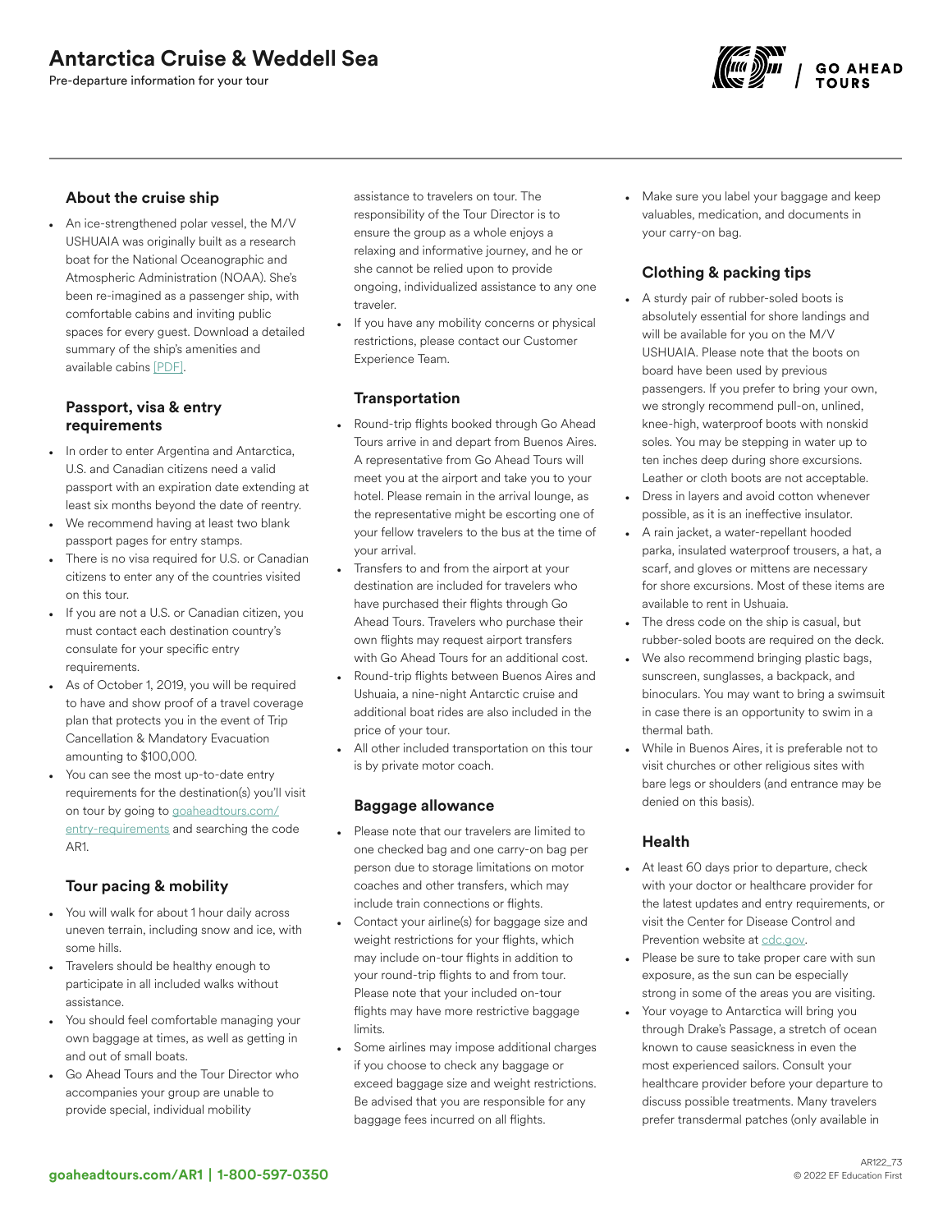# Antarctica Cruise & Weddell Sea

Pre-departure information for your tour

## About the cruise ship

- An ice-strengthened polar vessel, the M/V USHUAIA was originally built as a research boat for the National Oceanographic and Atmospheric Administration (NOAA). She's been re-imagined as a passenger ship, with comfortable cabins and inviting public spaces for every guest. Download a detailed summary of the ship's amenities and available cabins [PDF].

## Passport, visa & entry requirements

- In order to enter Argentina and Antarctica, U.S. and Canadian citizens need a valid passport with an expiration date extending at least six months beyond the date of reentry.
- We recommend having at least two blank passport pages for entry stamps.
- There is no visa required for U.S. or Canadian citizens to enter any of the countries visited on this tour.
- If you are not a U.S. or Canadian citizen, you must contact each destination country's consulate for your specific entry requirements.
- As of October 1, 2019, you will be required to have and show proof of a travel coverage plan that protects you in the event of Trip Cancellation & Mandatory Evacuation amounting to $100,000.
- You can see the most up-to-date entry requirements for the destination(s) you'll visit on tour by going to goaheadtours.com/entry-requirements and searching the code AR1.

## Tour pacing & mobility

- You will walk for about 1 hour daily across uneven terrain, including snow and ice, with some hills.
- Travelers should be healthy enough to participate in all included walks without assistance.
- You should feel comfortable managing your own baggage at times, as well as getting in and out of small boats.
- Go Ahead Tours and the Tour Director who accompanies your group are unable to provide special, individual mobility assistance to travelers on tour. The responsibility of the Tour Director is to ensure the group as a whole enjoys a relaxing and informative journey, and he or she cannot be relied upon to provide ongoing, individualized assistance to any one traveler.
- If you have any mobility concerns or physical restrictions, please contact our Customer Experience Team.

## Transportation

- Round-trip flights booked through Go Ahead Tours arrive in and depart from Buenos Aires. A representative from Go Ahead Tours will meet you at the airport and take you to your hotel. Please remain in the arrival lounge, as the representative might be escorting one of your fellow travelers to the bus at the time of your arrival.
- Transfers to and from the airport at your destination are included for travelers who have purchased their flights through Go Ahead Tours. Travelers who purchase their own flights may request airport transfers with Go Ahead Tours for an additional cost.
- Round-trip flights between Buenos Aires and Ushuaia, a nine-night Antarctic cruise and additional boat rides are also included in the price of your tour.
- All other included transportation on this tour is by private motor coach.

## Baggage allowance

- Please note that our travelers are limited to one checked bag and one carry-on bag per person due to storage limitations on motor coaches and other transfers, which may include train connections or flights.
- Contact your airline(s) for baggage size and weight restrictions for your flights, which may include on-tour flights in addition to your round-trip flights to and from tour. Please note that your included on-tour flights may have more restrictive baggage limits.
- Some airlines may impose additional charges if you choose to check any baggage or exceed baggage size and weight restrictions. Be advised that you are responsible for any baggage fees incurred on all flights.
- Make sure you label your baggage and keep valuables, medication, and documents in your carry-on bag.

## Clothing & packing tips

- A sturdy pair of rubber-soled boots is absolutely essential for shore landings and will be available for you on the M/V USHUAIA. Please note that the boots on board have been used by previous passengers. If you prefer to bring your own, we strongly recommend pull-on, unlined, knee-high, waterproof boots with nonskid soles. You may be stepping in water up to ten inches deep during shore excursions. Leather or cloth boots are not acceptable.
- Dress in layers and avoid cotton whenever possible, as it is an ineffective insulator.
- A rain jacket, a water-repellant hooded parka, insulated waterproof trousers, a hat, a scarf, and gloves or mittens are necessary for shore excursions. Most of these items are available to rent in Ushuaia.
- The dress code on the ship is casual, but rubber-soled boots are required on the deck.
- We also recommend bringing plastic bags, sunscreen, sunglasses, a backpack, and binoculars. You may want to bring a swimsuit in case there is an opportunity to swim in a thermal bath.
- While in Buenos Aires, it is preferable not to visit churches or other religious sites with bare legs or shoulders (and entrance may be denied on this basis).

## Health

- At least 60 days prior to departure, check with your doctor or healthcare provider for the latest updates and entry requirements, or visit the Center for Disease Control and Prevention website at cdc.gov.
- Please be sure to take proper care with sun exposure, as the sun can be especially strong in some of the areas you are visiting.
- Your voyage to Antarctica will bring you through Drake's Passage, a stretch of ocean known to cause seasickness in even the most experienced sailors. Consult your healthcare provider before your departure to discuss possible treatments. Many travelers prefer transdermal patches (only available in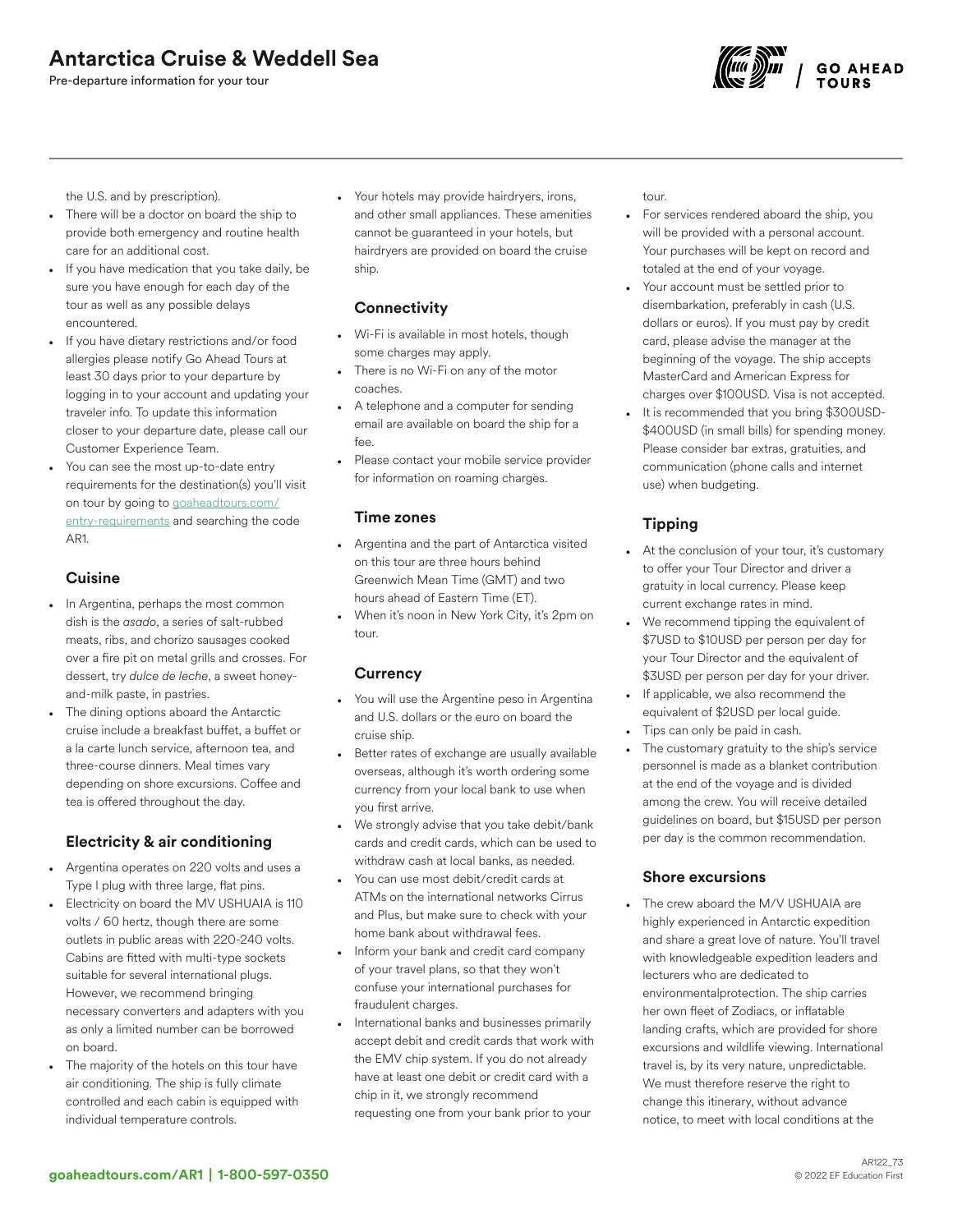the U.S. and by prescription).

- There will be a doctor on board the ship to provide both emergency and routine health care for an additional cost.
- If you have medication that you take daily, be sure you have enough for each day of the tour as well as any possible delays encountered.
- If you have dietary restrictions and/or food allergies please notify Go Ahead Tours at least 30 days prior to your departure by logging in to your account and updating your traveler info. To update this information closer to your departure date, please call our Customer Experience Team.
- You can see the most up-to-date entry requirements for the destination(s) you'll visit on tour by going to goaheadtours.com/entry-requirements and searching the code AR1.

### Cuisine

- In Argentina, perhaps the most common dish is the *asado*, a series of salt-rubbed meats, ribs, and chorizo sausages cooked over a fire pit on metal grills and crosses. For dessert, try *dulce de leche*, a sweet honey-and-milk paste, in pastries.
- The dining options aboard the Antarctic cruise include a breakfast buffet, a buffet or a la carte lunch service, afternoon tea, and three-course dinners. Meal times vary depending on shore excursions. Coffee and tea is offered throughout the day.

### Electricity & air conditioning

- Argentina operates on 220 volts and uses a Type I plug with three large, flat pins.
- Electricity on board the MV USHUAIA is 110 volts / 60 hertz, though there are some outlets in public areas with 220-240 volts. Cabins are fitted with multi-type sockets suitable for several international plugs. However, we recommend bringing necessary converters and adapters with you as only a limited number can be borrowed on board.
- The majority of the hotels on this tour have air conditioning. The ship is fully climate controlled and each cabin is equipped with individual temperature controls.
- Your hotels may provide hairdryers, irons, and other small appliances. These amenities cannot be guaranteed in your hotels, but hairdryers are provided on board the cruise ship.

### Connectivity

- Wi-Fi is available in most hotels, though some charges may apply.
- There is no Wi-Fi on any of the motor coaches.
- A telephone and a computer for sending email are available on board the ship for a fee.
- Please contact your mobile service provider for information on roaming charges.

### Time zones

- Argentina and the part of Antarctica visited on this tour are three hours behind Greenwich Mean Time (GMT) and two hours ahead of Eastern Time (ET).
- When it's noon in New York City, it's 2pm on tour.

### Currency

- You will use the Argentine peso in Argentina and U.S. dollars or the euro on board the cruise ship.
- Better rates of exchange are usually available overseas, although it's worth ordering some currency from your local bank to use when you first arrive.
- We strongly advise that you take debit/bank cards and credit cards, which can be used to withdraw cash at local banks, as needed.
- You can use most debit/credit cards at ATMs on the international networks Cirrus and Plus, but make sure to check with your home bank about withdrawal fees.
- Inform your bank and credit card company of your travel plans, so that they won't confuse your international purchases for fraudulent charges.
- International banks and businesses primarily accept debit and credit cards that work with the EMV chip system. If you do not already have at least one debit or credit card with a chip in it, we strongly recommend requesting one from your bank prior to your tour.
- For services rendered aboard the ship, you will be provided with a personal account. Your purchases will be kept on record and totaled at the end of your voyage.
- Your account must be settled prior to disembarkation, preferably in cash (U.S. dollars or euros). If you must pay by credit card, please advise the manager at the beginning of the voyage. The ship accepts MasterCard and American Express for charges over $100USD. Visa is not accepted.
- It is recommended that you bring $300USD-$400USD (in small bills) for spending money. Please consider bar extras, gratuities, and communication (phone calls and internet use) when budgeting.

### Tipping

- At the conclusion of your tour, it's customary to offer your Tour Director and driver a gratuity in local currency. Please keep current exchange rates in mind.
- We recommend tipping the equivalent of $7USD to $10USD per person per day for your Tour Director and the equivalent of $3USD per person per day for your driver.
- If applicable, we also recommend the equivalent of $2USD per local guide.
- Tips can only be paid in cash.
- The customary gratuity to the ship's service personnel is made as a blanket contribution at the end of the voyage and is divided among the crew. You will receive detailed guidelines on board, but $15USD per person per day is the common recommendation.

### Shore excursions

- The crew aboard the M/V USHUAIA are highly experienced in Antarctic expedition and share a great love of nature. You'll travel with knowledgeable expedition leaders and lecturers who are dedicated to environmentalprotection. The ship carries her own fleet of Zodiacs, or inflatable landing crafts, which are provided for shore excursions and wildlife viewing. International travel is, by its very nature, unpredictable. We must therefore reserve the right to change this itinerary, without advance notice, to meet with local conditions at the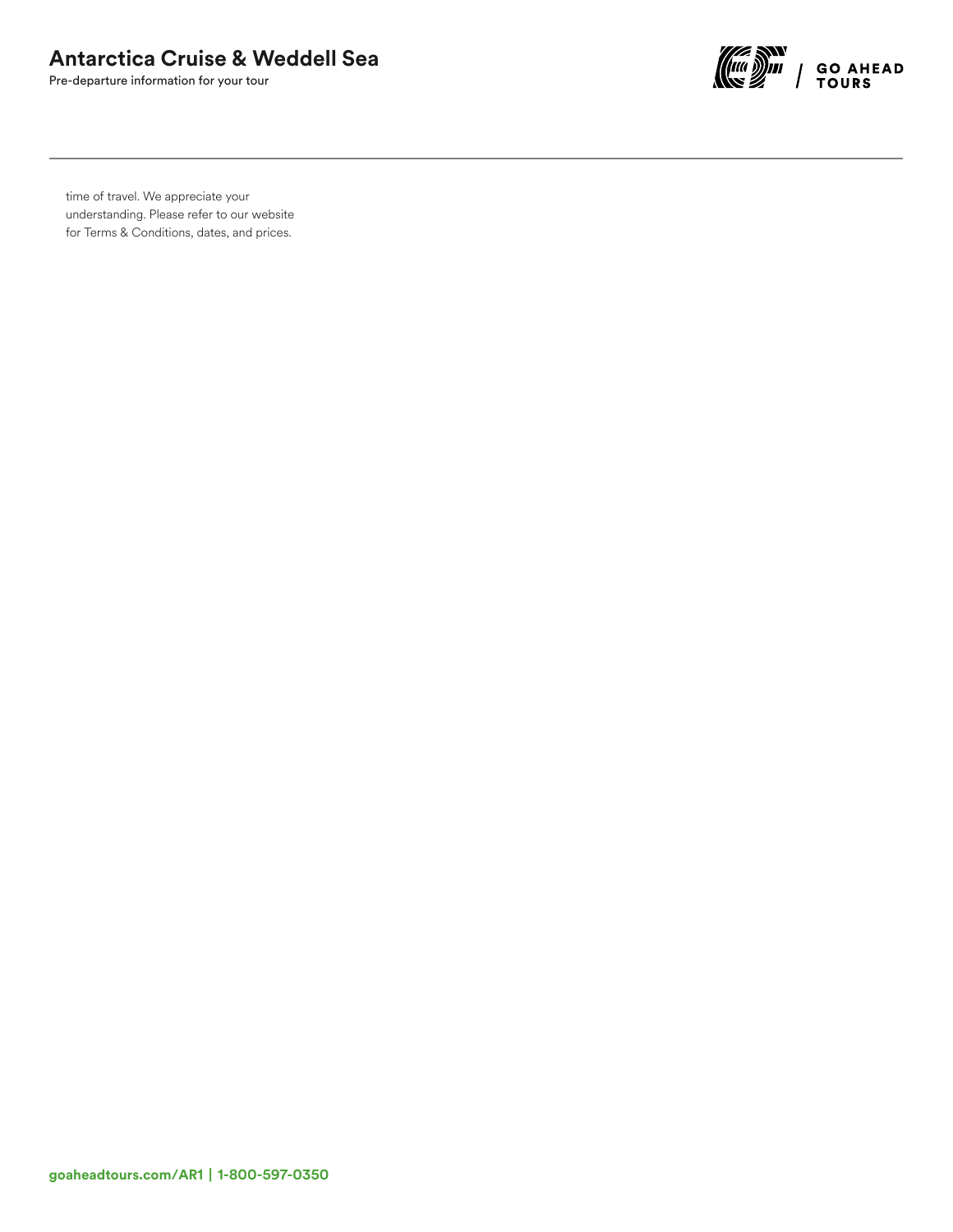time of travel. We appreciate your understanding. Please refer to our website for Terms & Conditions, dates, and prices.